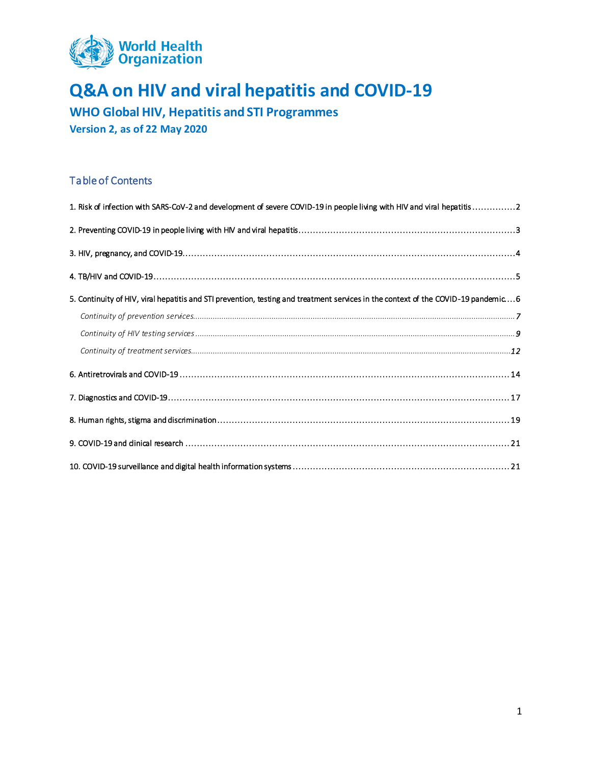World Health Organization

# Q&A on HIV and viral hepatitis and COVID-19

## WHO Global HIV, Hepatitis and STI Programmes

**Version 2, as of 22 May 2020**

## Table of Contents

1. Risk of infection with SARS-CoV-2 and development of severe COVID-19 in people living with HIV and viral hepatitis ............... 2
2. Preventing COVID-19 in people living with HIV and viral hepatitis ............... 3
3. HIV, pregnancy, and COVID-19 ............... 4
4. TB/HIV and COVID-19 ............... 5
5. Continuity of HIV, viral hepatitis and STI prevention, testing and treatment services in the context of the COVID-19 pandemic ............... 6
   - *Continuity of prevention services* ............... 7
   - *Continuity of HIV testing services* ............... 9
   - *Continuity of treatment services* ............... 12
6. Antiretrovirals and COVID-19 ............... 14
7. Diagnostics and COVID-19 ............... 17
8. Human rights, stigma and discrimination ............... 19
9. COVID-19 and clinical research ............... 21
10. COVID-19 surveillance and digital health information systems ............... 21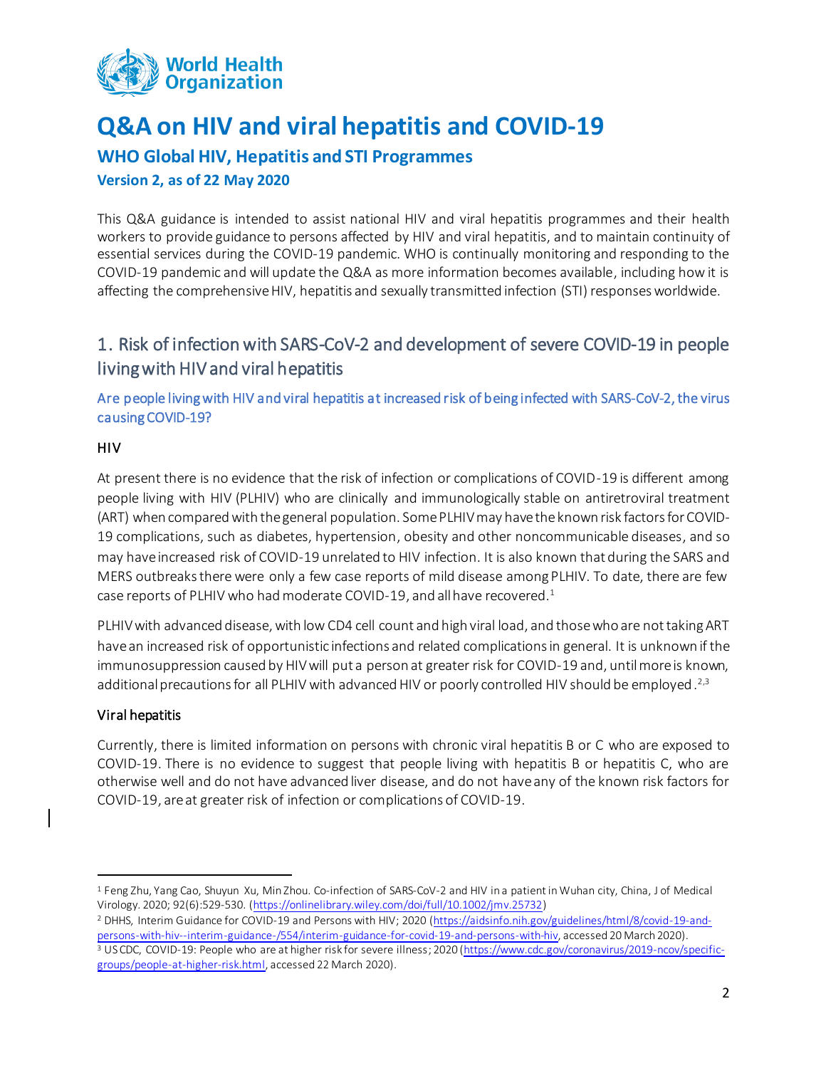# Q&A on HIV and viral hepatitis and COVID-19

## WHO Global HIV, Hepatitis and STI Programmes

**Version 2, as of 22 May 2020**

This Q&A guidance is intended to assist national HIV and viral hepatitis programmes and their health workers to provide guidance to persons affected by HIV and viral hepatitis, and to maintain continuity of essential services during the COVID-19 pandemic. WHO is continually monitoring and responding to the COVID-19 pandemic and will update the Q&A as more information becomes available, including how it is affecting the comprehensive HIV, hepatitis and sexually transmitted infection (STI) responses worldwide.

## 1. Risk of infection with SARS-CoV-2 and development of severe COVID-19 in people living with HIV and viral hepatitis

### Are people living with HIV and viral hepatitis at increased risk of being infected with SARS-CoV-2, the virus causing COVID-19?

#### HIV

At present there is no evidence that the risk of infection or complications of COVID-19 is different among people living with HIV (PLHIV) who are clinically and immunologically stable on antiretroviral treatment (ART) when compared with the general population. Some PLHIV may have the known risk factors for COVID-19 complications, such as diabetes, hypertension, obesity and other noncommunicable diseases, and so may have increased risk of COVID-19 unrelated to HIV infection. It is also known that during the SARS and MERS outbreaks there were only a few case reports of mild disease among PLHIV. To date, there are few case reports of PLHIV who had moderate COVID-19, and all have recovered.[1]

PLHIV with advanced disease, with low CD4 cell count and high viral load, and those who are not taking ART have an increased risk of opportunistic infections and related complications in general. It is unknown if the immunosuppression caused by HIV will put a person at greater risk for COVID-19 and, until more is known, additional precautions for all PLHIV with advanced HIV or poorly controlled HIV should be employed.[2,3]

#### Viral hepatitis

Currently, there is limited information on persons with chronic viral hepatitis B or C who are exposed to COVID-19. There is no evidence to suggest that people living with hepatitis B or hepatitis C, who are otherwise well and do not have advanced liver disease, and do not have any of the known risk factors for COVID-19, are at greater risk of infection or complications of COVID-19.

---

[1] Feng Zhu, Yang Cao, Shuyun Xu, Min Zhou. Co-infection of SARS-CoV-2 and HIV in a patient in Wuhan city, China, J of Medical Virology. 2020; 92(6):529-530. (https://onlinelibrary.wiley.com/doi/full/10.1002/jmv.25732)

[2] DHHS, Interim Guidance for COVID-19 and Persons with HIV; 2020 (https://aidsinfo.nih.gov/guidelines/html/8/covid-19-and-persons-with-hiv--interim-guidance-/554/interim-guidance-for-covid-19-and-persons-with-hiv, accessed 20 March 2020).

[3] US CDC, COVID-19: People who are at higher risk for severe illness; 2020 (https://www.cdc.gov/coronavirus/2019-ncov/specific-groups/people-at-higher-risk.html, accessed 22 March 2020).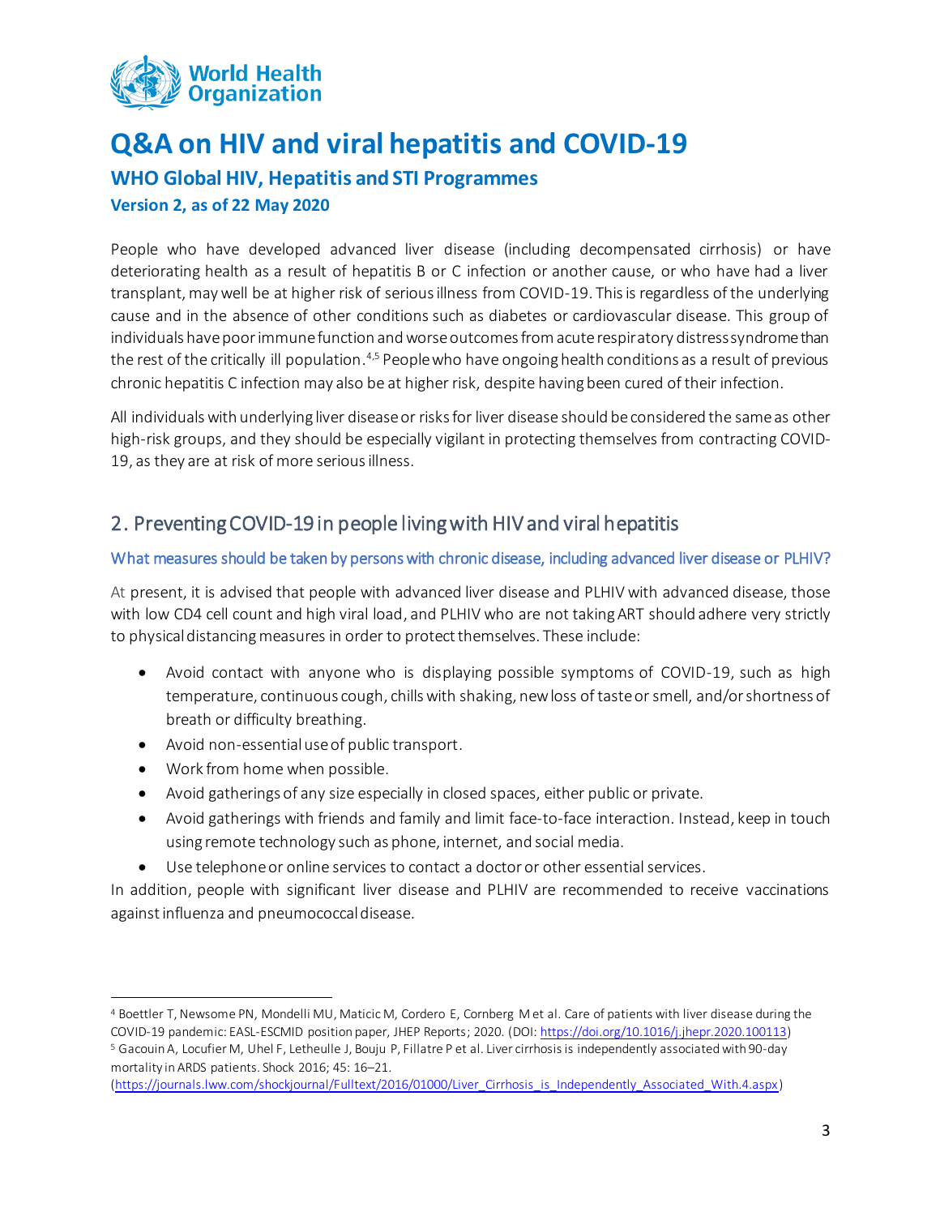# Q&A on HIV and viral hepatitis and COVID-19

### WHO Global HIV, Hepatitis and STI Programmes

**Version 2, as of 22 May 2020**

People who have developed advanced liver disease (including decompensated cirrhosis) or have deteriorating health as a result of hepatitis B or C infection or another cause, or who have had a liver transplant, may well be at higher risk of serious illness from COVID-19. This is regardless of the underlying cause and in the absence of other conditions such as diabetes or cardiovascular disease. This group of individuals have poor immune function and worse outcomes from acute respiratory distress syndrome than the rest of the critically ill population.[4,5] People who have ongoing health conditions as a result of previous chronic hepatitis C infection may also be at higher risk, despite having been cured of their infection.

All individuals with underlying liver disease or risks for liver disease should be considered the same as other high-risk groups, and they should be especially vigilant in protecting themselves from contracting COVID-19, as they are at risk of more serious illness.

## 2. Preventing COVID-19 in people living with HIV and viral hepatitis

### What measures should be taken by persons with chronic disease, including advanced liver disease or PLHIV?

At present, it is advised that people with advanced liver disease and PLHIV with advanced disease, those with low CD4 cell count and high viral load, and PLHIV who are not taking ART should adhere very strictly to physical distancing measures in order to protect themselves. These include:

- Avoid contact with anyone who is displaying possible symptoms of COVID-19, such as high temperature, continuous cough, chills with shaking, new loss of taste or smell, and/or shortness of breath or difficulty breathing.
- Avoid non-essential use of public transport.
- Work from home when possible.
- Avoid gatherings of any size especially in closed spaces, either public or private.
- Avoid gatherings with friends and family and limit face-to-face interaction. Instead, keep in touch using remote technology such as phone, internet, and social media.
- Use telephone or online services to contact a doctor or other essential services.

In addition, people with significant liver disease and PLHIV are recommended to receive vaccinations against influenza and pneumococcal disease.

---

[4] Boettler T, Newsome PN, Mondelli MU, Maticic M, Cordero E, Cornberg M et al. Care of patients with liver disease during the COVID-19 pandemic: EASL-ESCMID position paper, JHEP Reports; 2020. (DOI: https://doi.org/10.1016/j.jhepr.2020.100113)

[5] Gacouin A, Locufier M, Uhel F, Letheulle J, Bouju P, Fillatre P et al. Liver cirrhosis is independently associated with 90-day mortality in ARDS patients. Shock 2016; 45: 16–21. (https://journals.lww.com/shockjournal/Fulltext/2016/01000/Liver_Cirrhosis_is_Independently_Associated_With.4.aspx)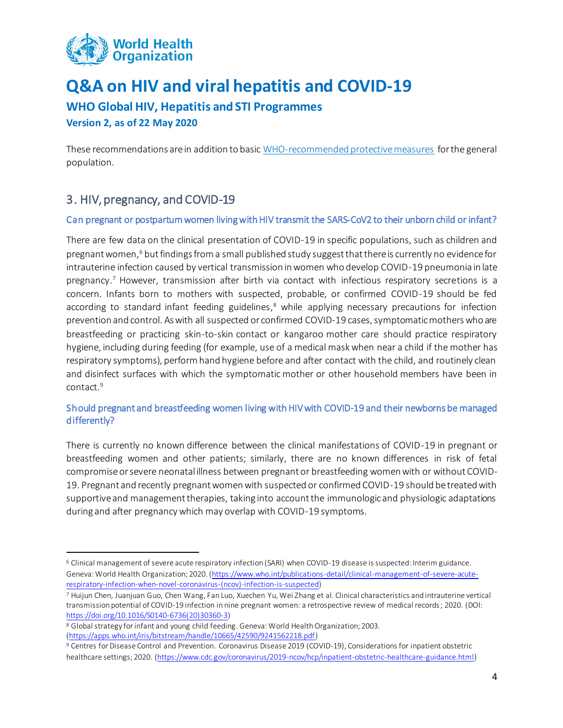# Q&A on HIV and viral hepatitis and COVID-19

### WHO Global HIV, Hepatitis and STI Programmes

**Version 2, as of 22 May 2020**

These recommendations are in addition to basic [WHO-recommended protective measures](https://www.who.int/emergencies/diseases/novel-coronavirus-2019/advice-for-public) for the general population.

## 3. HIV, pregnancy, and COVID-19

### Can pregnant or postpartum women living with HIV transmit the SARS-CoV2 to their unborn child or infant?

There are few data on the clinical presentation of COVID-19 in specific populations, such as children and pregnant women,[6] but findings from a small published study suggest that there is currently no evidence for intrauterine infection caused by vertical transmission in women who develop COVID-19 pneumonia in late pregnancy.[7] However, transmission after birth via contact with infectious respiratory secretions is a concern. Infants born to mothers with suspected, probable, or confirmed COVID-19 should be fed according to standard infant feeding guidelines,[8] while applying necessary precautions for infection prevention and control. As with all suspected or confirmed COVID-19 cases, symptomatic mothers who are breastfeeding or practicing skin-to-skin contact or kangaroo mother care should practice respiratory hygiene, including during feeding (for example, use of a medical mask when near a child if the mother has respiratory symptoms), perform hand hygiene before and after contact with the child, and routinely clean and disinfect surfaces with which the symptomatic mother or other household members have been in contact.[9]

### Should pregnant and breastfeeding women living with HIV with COVID-19 and their newborns be managed differently?

There is currently no known difference between the clinical manifestations of COVID-19 in pregnant or breastfeeding women and other patients; similarly, there are no known differences in risk of fetal compromise or severe neonatal illness between pregnant or breastfeeding women with or without COVID-19. Pregnant and recently pregnant women with suspected or confirmed COVID-19 should be treated with supportive and management therapies, taking into account the immunologic and physiologic adaptations during and after pregnancy which may overlap with COVID-19 symptoms.

---

[6] Clinical management of severe acute respiratory infection (SARI) when COVID-19 disease is suspected: Interim guidance. Geneva: World Health Organization; 2020. (https://www.who.int/publications-detail/clinical-management-of-severe-acute-respiratory-infection-when-novel-coronavirus-(ncov)-infection-is-suspected)

[7] Huijun Chen, Juanjuan Guo, Chen Wang, Fan Luo, Xuechen Yu, Wei Zhang et al. Clinical characteristics and intrauterine vertical transmission potential of COVID-19 infection in nine pregnant women: a retrospective review of medical records; 2020. (DOI: https://doi.org/10.1016/S0140-6736(20)30360-3)

[8] Global strategy for infant and young child feeding. Geneva: World Health Organization; 2003. (https://apps.who.int/iris/bitstream/handle/10665/42590/9241562218.pdf)

[9] Centres for Disease Control and Prevention. Coronavirus Disease 2019 (COVID-19), Considerations for inpatient obstetric healthcare settings; 2020. (https://www.cdc.gov/coronavirus/2019-ncov/hcp/inpatient-obstetric-healthcare-guidance.html)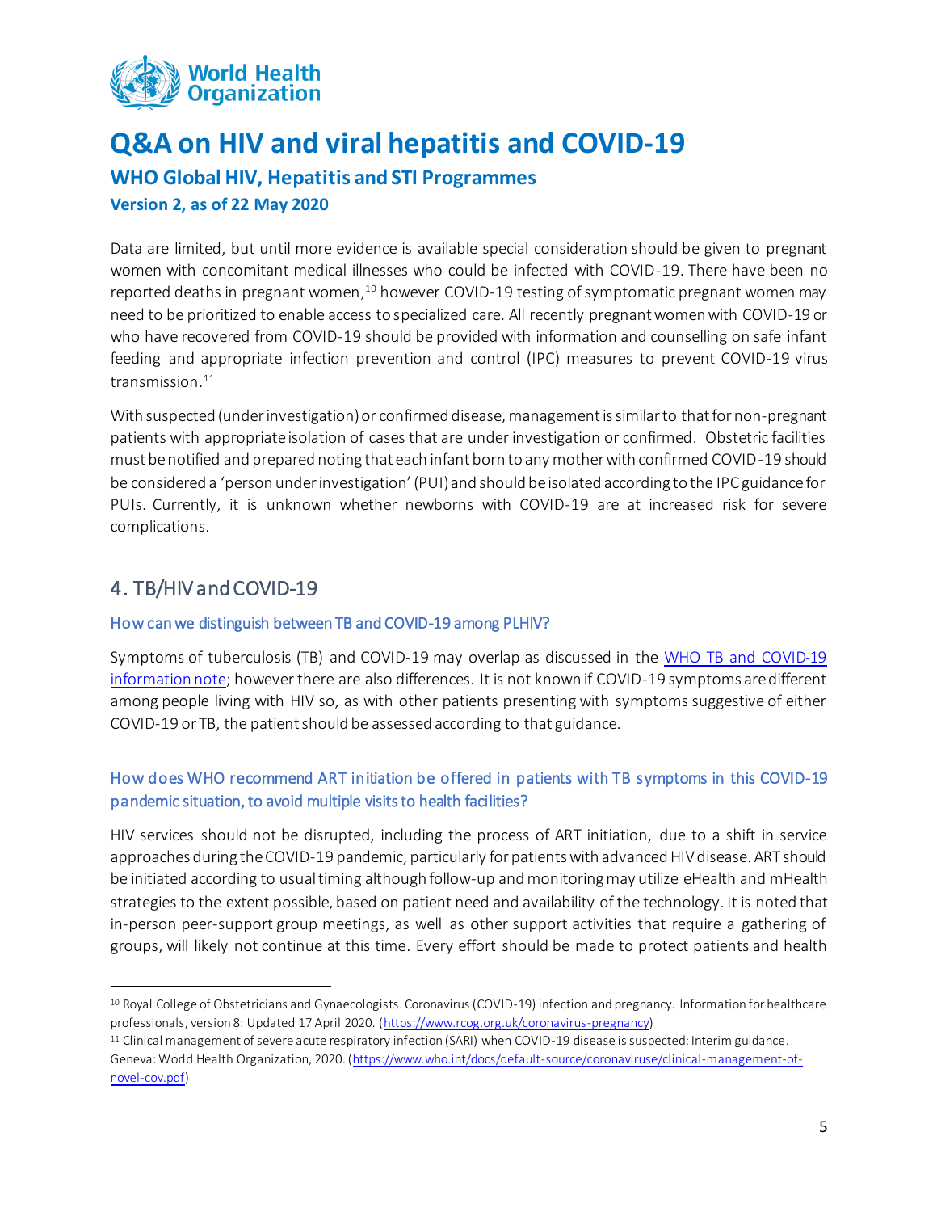Data are limited, but until more evidence is available special consideration should be given to pregnant women with concomitant medical illnesses who could be infected with COVID-19. There have been no reported deaths in pregnant women,[10] however COVID-19 testing of symptomatic pregnant women may need to be prioritized to enable access to specialized care. All recently pregnant women with COVID-19 or who have recovered from COVID-19 should be provided with information and counselling on safe infant feeding and appropriate infection prevention and control (IPC) measures to prevent COVID-19 virus transmission.[11]

With suspected (under investigation) or confirmed disease, management is similar to that for non-pregnant patients with appropriate isolation of cases that are under investigation or confirmed. Obstetric facilities must be notified and prepared noting that each infant born to any mother with confirmed COVID-19 should be considered a 'person under investigation' (PUI) and should be isolated according to the IPC guidance for PUIs. Currently, it is unknown whether newborns with COVID-19 are at increased risk for severe complications.

## 4. TB/HIV and COVID-19

### How can we distinguish between TB and COVID-19 among PLHIV?

Symptoms of tuberculosis (TB) and COVID-19 may overlap as discussed in the [WHO TB and COVID-19 information note](); however there are also differences. It is not known if COVID-19 symptoms are different among people living with HIV so, as with other patients presenting with symptoms suggestive of either COVID-19 or TB, the patient should be assessed according to that guidance.

### How does WHO recommend ART initiation be offered in patients with TB symptoms in this COVID-19 pandemic situation, to avoid multiple visits to health facilities?

HIV services should not be disrupted, including the process of ART initiation, due to a shift in service approaches during the COVID-19 pandemic, particularly for patients with advanced HIV disease. ART should be initiated according to usual timing although follow-up and monitoring may utilize eHealth and mHealth strategies to the extent possible, based on patient need and availability of the technology. It is noted that in-person peer-support group meetings, as well as other support activities that require a gathering of groups, will likely not continue at this time. Every effort should be made to protect patients and health

---

[10] Royal College of Obstetricians and Gynaecologists. Coronavirus (COVID-19) infection and pregnancy. Information for healthcare professionals, version 8: Updated 17 April 2020. (https://www.rcog.org.uk/coronavirus-pregnancy)

[11] Clinical management of severe acute respiratory infection (SARI) when COVID-19 disease is suspected: Interim guidance. Geneva: World Health Organization, 2020. (https://www.who.int/docs/default-source/coronaviruse/clinical-management-of-novel-cov.pdf)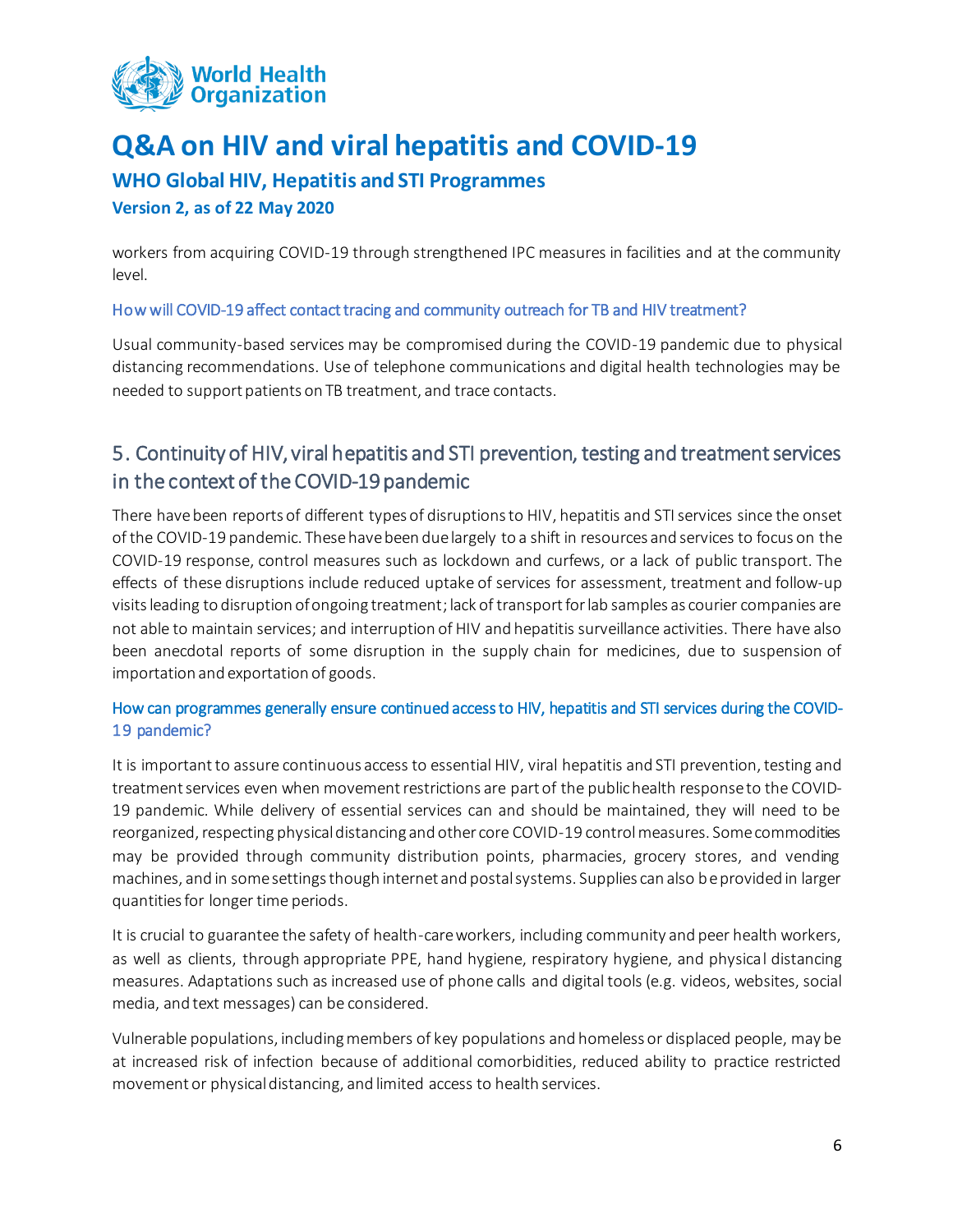workers from acquiring COVID-19 through strengthened IPC measures in facilities and at the community level.

### How will COVID-19 affect contact tracing and community outreach for TB and HIV treatment?

Usual community-based services may be compromised during the COVID-19 pandemic due to physical distancing recommendations. Use of telephone communications and digital health technologies may be needed to support patients on TB treatment, and trace contacts.

## 5. Continuity of HIV, viral hepatitis and STI prevention, testing and treatment services in the context of the COVID-19 pandemic

There have been reports of different types of disruptions to HIV, hepatitis and STI services since the onset of the COVID-19 pandemic. These have been due largely to a shift in resources and services to focus on the COVID-19 response, control measures such as lockdown and curfews, or a lack of public transport. The effects of these disruptions include reduced uptake of services for assessment, treatment and follow-up visits leading to disruption of ongoing treatment; lack of transport for lab samples as courier companies are not able to maintain services; and interruption of HIV and hepatitis surveillance activities. There have also been anecdotal reports of some disruption in the supply chain for medicines, due to suspension of importation and exportation of goods.

### How can programmes generally ensure continued access to HIV, hepatitis and STI services during the COVID-19 pandemic?

It is important to assure continuous access to essential HIV, viral hepatitis and STI prevention, testing and treatment services even when movement restrictions are part of the public health response to the COVID-19 pandemic. While delivery of essential services can and should be maintained, they will need to be reorganized, respecting physical distancing and other core COVID-19 control measures. Some commodities may be provided through community distribution points, pharmacies, grocery stores, and vending machines, and in some settings though internet and postal systems. Supplies can also be provided in larger quantities for longer time periods.

It is crucial to guarantee the safety of health-care workers, including community and peer health workers, as well as clients, through appropriate PPE, hand hygiene, respiratory hygiene, and physical distancing measures. Adaptations such as increased use of phone calls and digital tools (e.g. videos, websites, social media, and text messages) can be considered.

Vulnerable populations, including members of key populations and homeless or displaced people, may be at increased risk of infection because of additional comorbidities, reduced ability to practice restricted movement or physical distancing, and limited access to health services.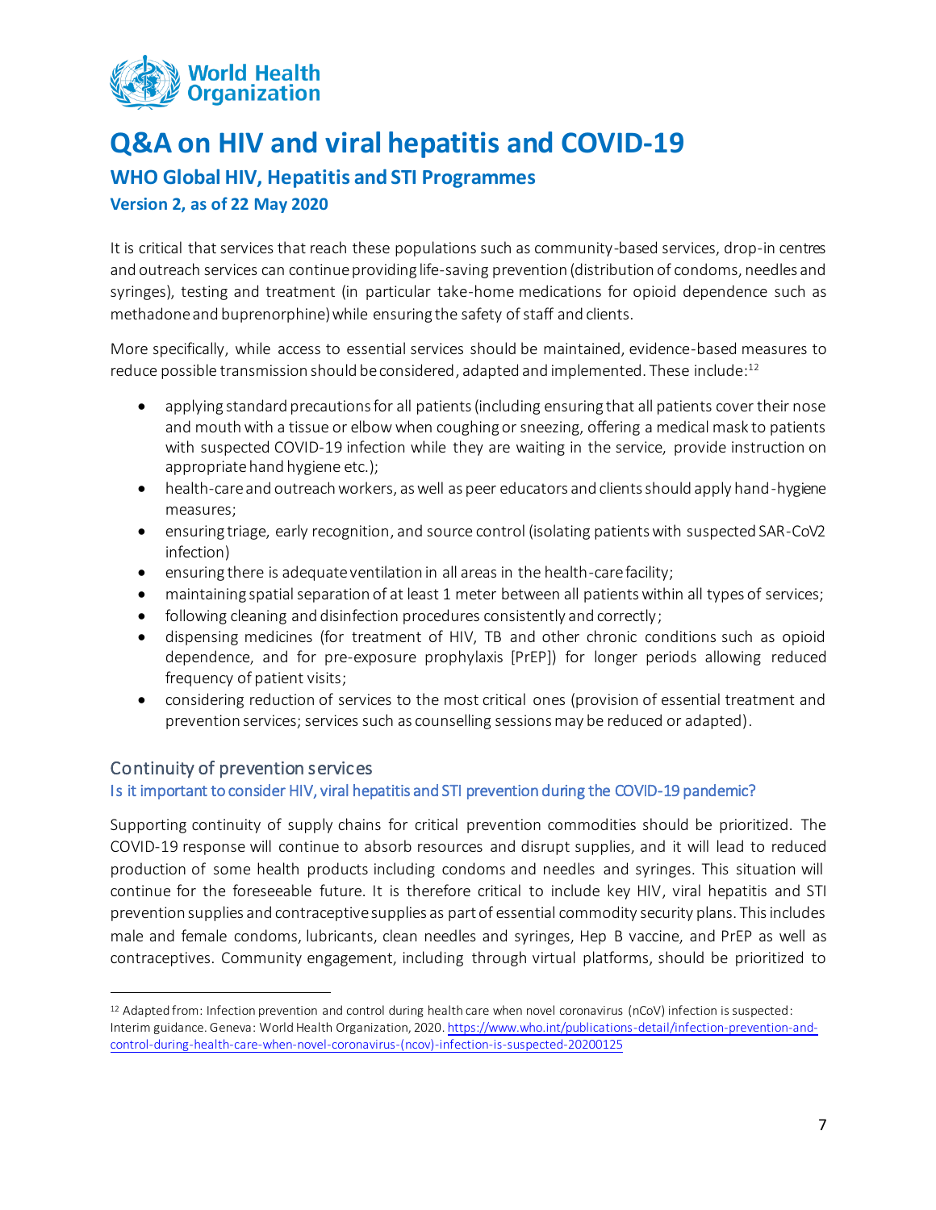It is critical that services that reach these populations such as community-based services, drop-in centres and outreach services can continue providing life-saving prevention (distribution of condoms, needles and syringes), testing and treatment (in particular take-home medications for opioid dependence such as methadone and buprenorphine) while ensuring the safety of staff and clients.

More specifically, while access to essential services should be maintained, evidence-based measures to reduce possible transmission should be considered, adapted and implemented. These include:[12]

- applying standard precautions for all patients (including ensuring that all patients cover their nose and mouth with a tissue or elbow when coughing or sneezing, offering a medical mask to patients with suspected COVID-19 infection while they are waiting in the service, provide instruction on appropriate hand hygiene etc.);
- health-care and outreach workers, as well as peer educators and clients should apply hand-hygiene measures;
- ensuring triage, early recognition, and source control (isolating patients with suspected SAR-CoV2 infection)
- ensuring there is adequate ventilation in all areas in the health-care facility;
- maintaining spatial separation of at least 1 meter between all patients within all types of services;
- following cleaning and disinfection procedures consistently and correctly;
- dispensing medicines (for treatment of HIV, TB and other chronic conditions such as opioid dependence, and for pre-exposure prophylaxis [PrEP]) for longer periods allowing reduced frequency of patient visits;
- considering reduction of services to the most critical ones (provision of essential treatment and prevention services; services such as counselling sessions may be reduced or adapted).

## Continuity of prevention services

### Is it important to consider HIV, viral hepatitis and STI prevention during the COVID-19 pandemic?

Supporting continuity of supply chains for critical prevention commodities should be prioritized. The COVID-19 response will continue to absorb resources and disrupt supplies, and it will lead to reduced production of some health products including condoms and needles and syringes. This situation will continue for the foreseeable future. It is therefore critical to include key HIV, viral hepatitis and STI prevention supplies and contraceptive supplies as part of essential commodity security plans. This includes male and female condoms, lubricants, clean needles and syringes, Hep B vaccine, and PrEP as well as contraceptives. Community engagement, including through virtual platforms, should be prioritized to

---

[12] Adapted from: Infection prevention and control during health care when novel coronavirus (nCoV) infection is suspected: Interim guidance. Geneva: World Health Organization, 2020. https://www.who.int/publications-detail/infection-prevention-and-control-during-health-care-when-novel-coronavirus-(ncov)-infection-is-suspected-20200125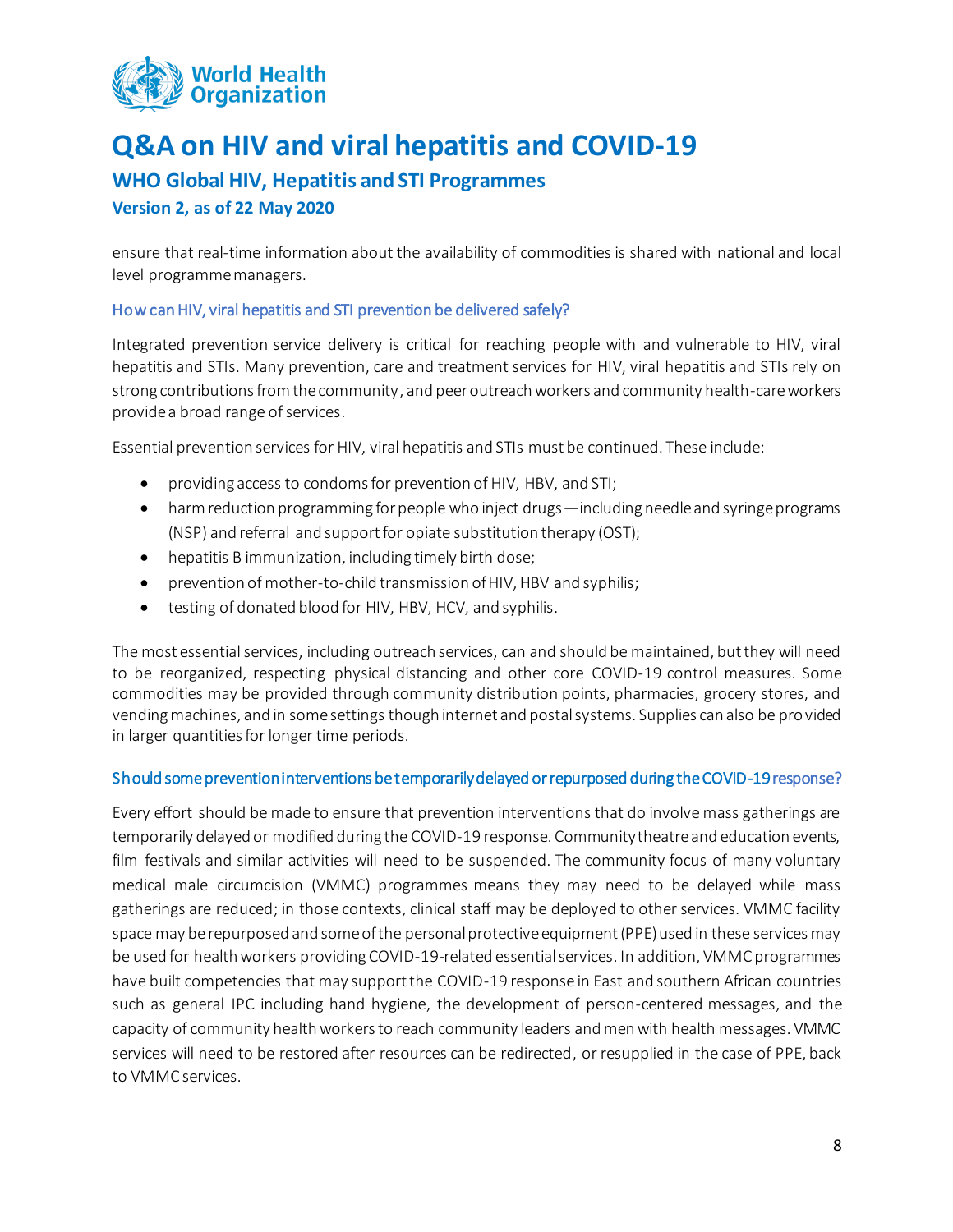ensure that real-time information about the availability of commodities is shared with national and local level programme managers.

### How can HIV, viral hepatitis and STI prevention be delivered safely?

Integrated prevention service delivery is critical for reaching people with and vulnerable to HIV, viral hepatitis and STIs. Many prevention, care and treatment services for HIV, viral hepatitis and STIs rely on strong contributions from the community, and peer outreach workers and community health-care workers provide a broad range of services.

Essential prevention services for HIV, viral hepatitis and STIs must be continued. These include:

- providing access to condoms for prevention of HIV, HBV, and STI;
- harm reduction programming for people who inject drugs—including needle and syringe programs (NSP) and referral and support for opiate substitution therapy (OST);
- hepatitis B immunization, including timely birth dose;
- prevention of mother-to-child transmission of HIV, HBV and syphilis;
- testing of donated blood for HIV, HBV, HCV, and syphilis.

The most essential services, including outreach services, can and should be maintained, but they will need to be reorganized, respecting physical distancing and other core COVID-19 control measures. Some commodities may be provided through community distribution points, pharmacies, grocery stores, and vending machines, and in some settings though internet and postal systems. Supplies can also be provided in larger quantities for longer time periods.

### Should some prevention interventions be temporarily delayed or repurposed during the COVID-19 response?

Every effort should be made to ensure that prevention interventions that do involve mass gatherings are temporarily delayed or modified during the COVID-19 response. Community theatre and education events, film festivals and similar activities will need to be suspended. The community focus of many voluntary medical male circumcision (VMMC) programmes means they may need to be delayed while mass gatherings are reduced; in those contexts, clinical staff may be deployed to other services. VMMC facility space may be repurposed and some of the personal protective equipment (PPE) used in these services may be used for health workers providing COVID-19-related essential services. In addition, VMMC programmes have built competencies that may support the COVID-19 response in East and southern African countries such as general IPC including hand hygiene, the development of person-centered messages, and the capacity of community health workers to reach community leaders and men with health messages. VMMC services will need to be restored after resources can be redirected, or resupplied in the case of PPE, back to VMMC services.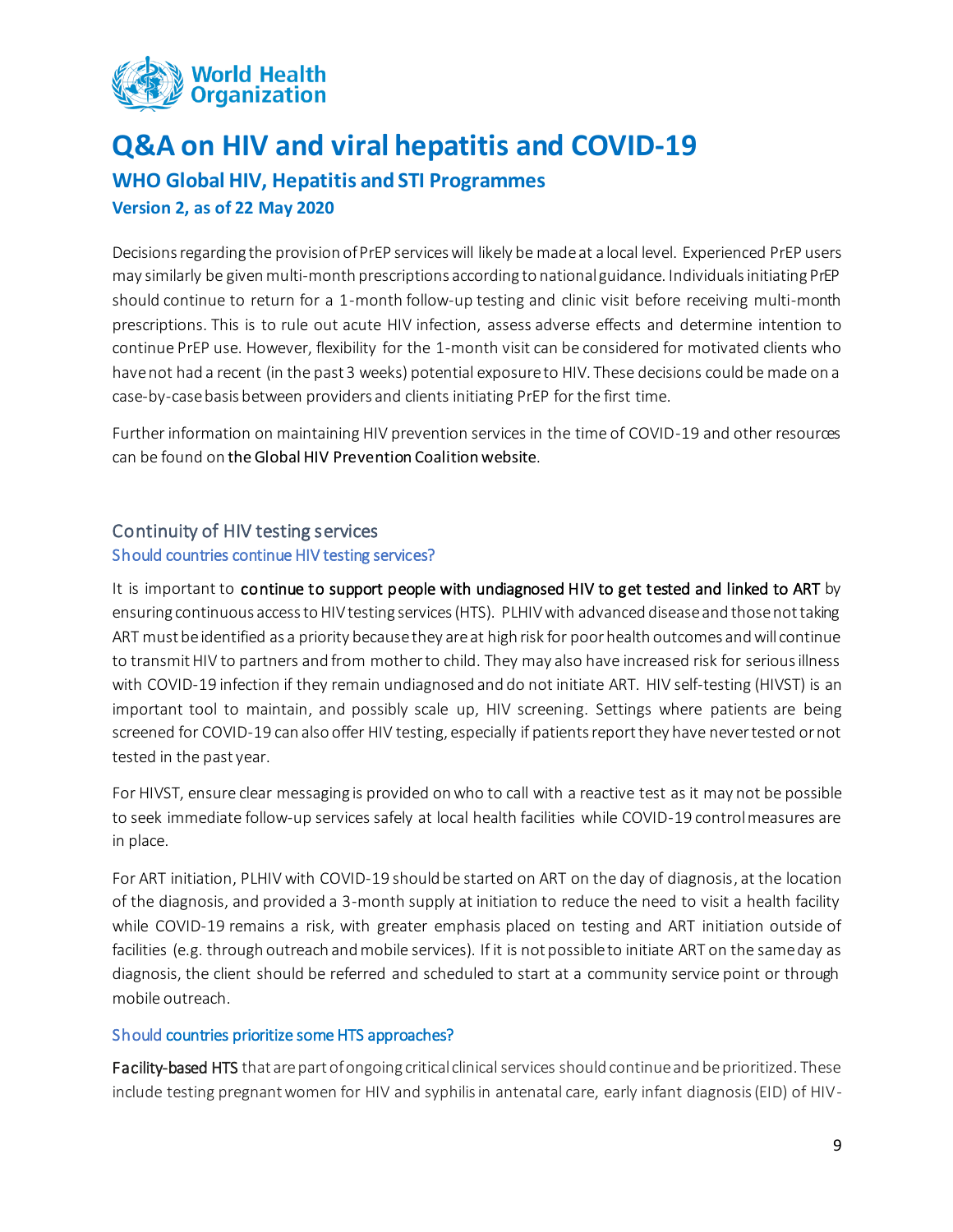Decisions regarding the provision of PrEP services will likely be made at a local level. Experienced PrEP users may similarly be given multi-month prescriptions according to national guidance. Individuals initiating PrEP should continue to return for a 1-month follow-up testing and clinic visit before receiving multi-month prescriptions. This is to rule out acute HIV infection, assess adverse effects and determine intention to continue PrEP use. However, flexibility for the 1-month visit can be considered for motivated clients who have not had a recent (in the past 3 weeks) potential exposure to HIV. These decisions could be made on a case-by-case basis between providers and clients initiating PrEP for the first time.

Further information on maintaining HIV prevention services in the time of COVID-19 and other resources can be found on the Global HIV Prevention Coalition website.

## Continuity of HIV testing services

### Should countries continue HIV testing services?

It is important to continue to support people with undiagnosed HIV to get tested and linked to ART by ensuring continuous access to HIV testing services (HTS). PLHIV with advanced disease and those not taking ART must be identified as a priority because they are at high risk for poor health outcomes and will continue to transmit HIV to partners and from mother to child. They may also have increased risk for serious illness with COVID-19 infection if they remain undiagnosed and do not initiate ART. HIV self-testing (HIVST) is an important tool to maintain, and possibly scale up, HIV screening. Settings where patients are being screened for COVID-19 can also offer HIV testing, especially if patients report they have never tested or not tested in the past year.

For HIVST, ensure clear messaging is provided on who to call with a reactive test as it may not be possible to seek immediate follow-up services safely at local health facilities while COVID-19 control measures are in place.

For ART initiation, PLHIV with COVID-19 should be started on ART on the day of diagnosis, at the location of the diagnosis, and provided a 3-month supply at initiation to reduce the need to visit a health facility while COVID-19 remains a risk, with greater emphasis placed on testing and ART initiation outside of facilities (e.g. through outreach and mobile services). If it is not possible to initiate ART on the same day as diagnosis, the client should be referred and scheduled to start at a community service point or through mobile outreach.

### Should countries prioritize some HTS approaches?

Facility-based HTS that are part of ongoing critical clinical services should continue and be prioritized. These include testing pregnant women for HIV and syphilis in antenatal care, early infant diagnosis (EID) of HIV-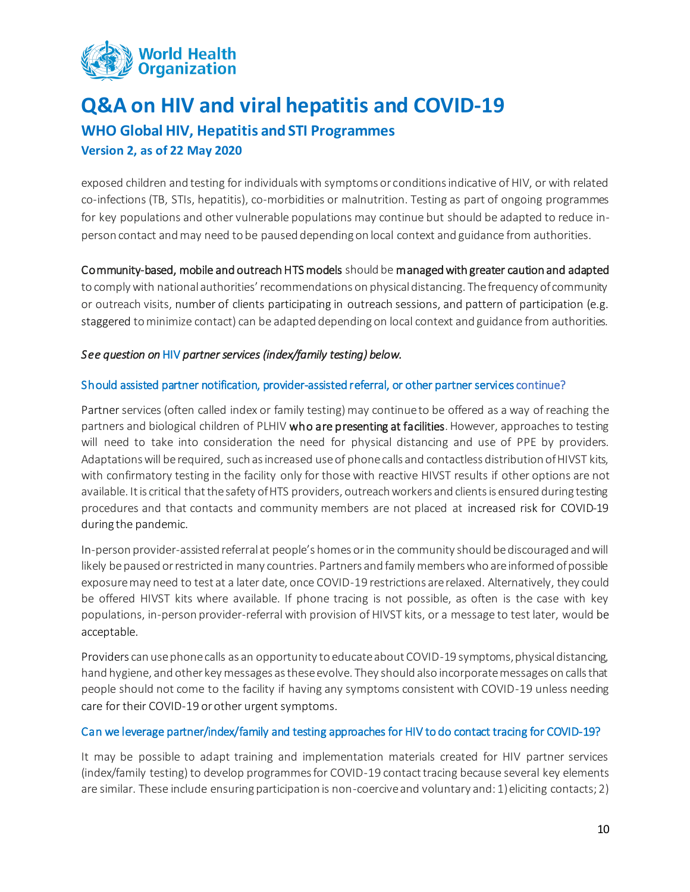exposed children and testing for individuals with symptoms or conditions indicative of HIV, or with related co-infections (TB, STIs, hepatitis), co-morbidities or malnutrition. Testing as part of ongoing programmes for key populations and other vulnerable populations may continue but should be adapted to reduce in-person contact and may need to be paused depending on local context and guidance from authorities.

**Community-based, mobile and outreach HTS models** should be **managed with greater caution and adapted** to comply with national authorities' recommendations on physical distancing. The frequency of community or outreach visits, number of clients participating in outreach sessions, and pattern of participation (e.g. staggered to minimize contact) can be adapted depending on local context and guidance from authorities.

***See question on HIV partner services (index/family testing) below.***

### Should assisted partner notification, provider-assisted referral, or other partner services continue?

Partner services (often called index or family testing) may continue to be offered as a way of reaching the partners and biological children of PLHIV **who are presenting at facilities**. However, approaches to testing will need to take into consideration the need for physical distancing and use of PPE by providers. Adaptations will be required, such as increased use of phone calls and contactless distribution of HIVST kits, with confirmatory testing in the facility only for those with reactive HIVST results if other options are not available. It is critical that the safety of HTS providers, outreach workers and clients is ensured during testing procedures and that contacts and community members are not placed at increased risk for COVID-19 during the pandemic.

In-person provider-assisted referral at people's homes or in the community should be discouraged and will likely be paused or restricted in many countries. Partners and family members who are informed of possible exposure may need to test at a later date, once COVID-19 restrictions are relaxed. Alternatively, they could be offered HIVST kits where available. If phone tracing is not possible, as often is the case with key populations, in-person provider-referral with provision of HIVST kits, or a message to test later, would be acceptable.

Providers can use phone calls as an opportunity to educate about COVID-19 symptoms, physical distancing, hand hygiene, and other key messages as these evolve. They should also incorporate messages on calls that people should not come to the facility if having any symptoms consistent with COVID-19 unless needing care for their COVID-19 or other urgent symptoms.

### Can we leverage partner/index/family and testing approaches for HIV to do contact tracing for COVID-19?

It may be possible to adapt training and implementation materials created for HIV partner services (index/family testing) to develop programmes for COVID-19 contact tracing because several key elements are similar. These include ensuring participation is non-coercive and voluntary and: 1) eliciting contacts; 2)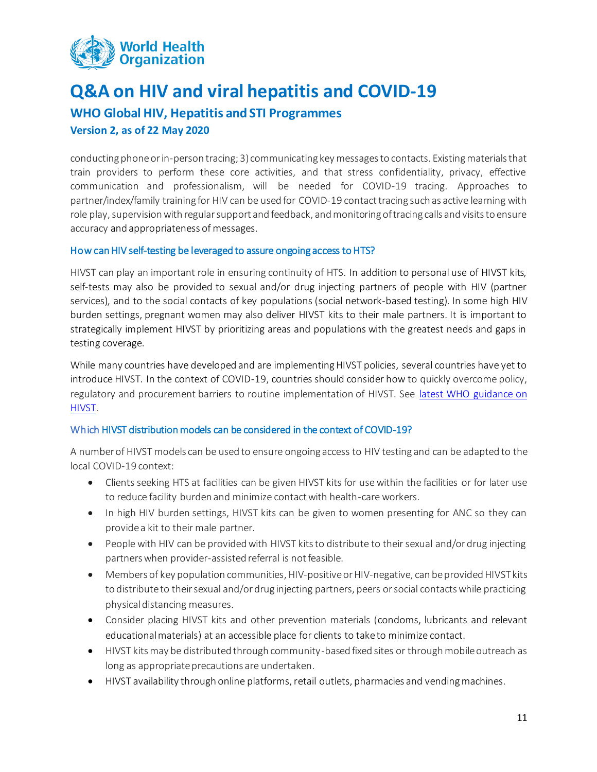conducting phone or in-person tracing; 3) communicating key messages to contacts. Existing materials that train providers to perform these core activities, and that stress confidentiality, privacy, effective communication and professionalism, will be needed for COVID-19 tracing. Approaches to partner/index/family training for HIV can be used for COVID-19 contact tracing such as active learning with role play, supervision with regular support and feedback, and monitoring of tracing calls and visits to ensure accuracy and appropriateness of messages.

### How can HIV self-testing be leveraged to assure ongoing access to HTS?

HIVST can play an important role in ensuring continuity of HTS. In addition to personal use of HIVST kits, self-tests may also be provided to sexual and/or drug injecting partners of people with HIV (partner services), and to the social contacts of key populations (social network-based testing). In some high HIV burden settings, pregnant women may also deliver HIVST kits to their male partners. It is important to strategically implement HIVST by prioritizing areas and populations with the greatest needs and gaps in testing coverage.

While many countries have developed and are implementing HIVST policies, several countries have yet to introduce HIVST. In the context of COVID-19, countries should consider how to quickly overcome policy, regulatory and procurement barriers to routine implementation of HIVST. See latest WHO guidance on HIVST.

### Which HIVST distribution models can be considered in the context of COVID-19?

A number of HIVST models can be used to ensure ongoing access to HIV testing and can be adapted to the local COVID-19 context:

- Clients seeking HTS at facilities can be given HIVST kits for use within the facilities or for later use to reduce facility burden and minimize contact with health-care workers.
- In high HIV burden settings, HIVST kits can be given to women presenting for ANC so they can provide a kit to their male partner.
- People with HIV can be provided with HIVST kits to distribute to their sexual and/or drug injecting partners when provider-assisted referral is not feasible.
- Members of key population communities, HIV-positive or HIV-negative, can be provided HIVST kits to distribute to their sexual and/or drug injecting partners, peers or social contacts while practicing physical distancing measures.
- Consider placing HIVST kits and other prevention materials (condoms, lubricants and relevant educational materials) at an accessible place for clients to take to minimize contact.
- HIVST kits may be distributed through community-based fixed sites or through mobile outreach as long as appropriate precautions are undertaken.
- HIVST availability through online platforms, retail outlets, pharmacies and vending machines.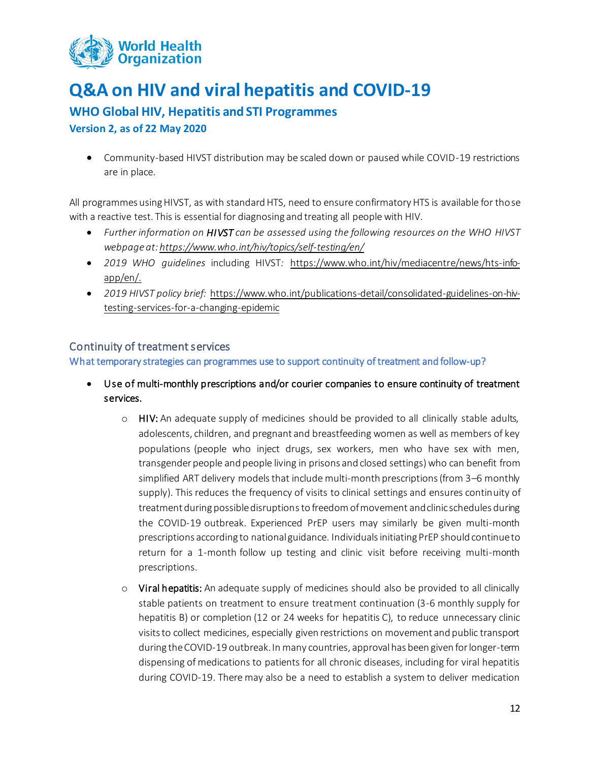- Community-based HIVST distribution may be scaled down or paused while COVID-19 restrictions are in place.

All programmes using HIVST, as with standard HTS, need to ensure confirmatory HTS is available for those with a reactive test. This is essential for diagnosing and treating all people with HIV.

- *Further information on **HIVST** can be assessed using the following resources on the WHO HIVST webpage at: https://www.who.int/hiv/topics/self-testing/en/*
- *2019 WHO guidelines* including HIVST*:* https://www.who.int/hiv/mediacentre/news/hts-info-app/en/.
- *2019 HIVST policy brief:* https://www.who.int/publications-detail/consolidated-guidelines-on-hiv-testing-services-for-a-changing-epidemic

## Continuity of treatment services

### What temporary strategies can programmes use to support continuity of treatment and follow-up?

- Use of multi-monthly prescriptions and/or courier companies to ensure continuity of treatment services.
    - HIV: An adequate supply of medicines should be provided to all clinically stable adults, adolescents, children, and pregnant and breastfeeding women as well as members of key populations (people who inject drugs, sex workers, men who have sex with men, transgender people and people living in prisons and closed settings) who can benefit from simplified ART delivery models that include multi-month prescriptions (from 3–6 monthly supply). This reduces the frequency of visits to clinical settings and ensures continuity of treatment during possible disruptions to freedom of movement and clinic schedules during the COVID-19 outbreak. Experienced PrEP users may similarly be given multi-month prescriptions according to national guidance. Individuals initiating PrEP should continue to return for a 1-month follow up testing and clinic visit before receiving multi-month prescriptions.
    - Viral hepatitis: An adequate supply of medicines should also be provided to all clinically stable patients on treatment to ensure treatment continuation (3-6 monthly supply for hepatitis B) or completion (12 or 24 weeks for hepatitis C), to reduce unnecessary clinic visits to collect medicines, especially given restrictions on movement and public transport during the COVID-19 outbreak. In many countries, approval has been given for longer-term dispensing of medications to patients for all chronic diseases, including for viral hepatitis during COVID-19. There may also be a need to establish a system to deliver medication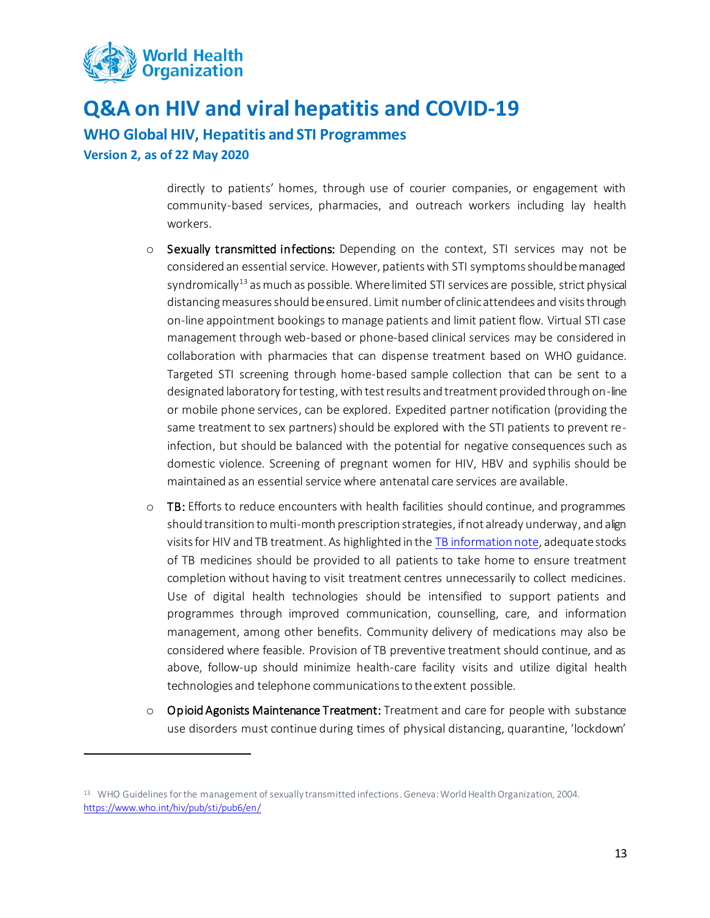directly to patients' homes, through use of courier companies, or engagement with community-based services, pharmacies, and outreach workers including lay health workers.

- **Sexually transmitted infections:** Depending on the context, STI services may not be considered an essential service. However, patients with STI symptoms should be managed syndromically[13] as much as possible. Where limited STI services are possible, strict physical distancing measures should be ensured. Limit number of clinic attendees and visits through on-line appointment bookings to manage patients and limit patient flow. Virtual STI case management through web-based or phone-based clinical services may be considered in collaboration with pharmacies that can dispense treatment based on WHO guidance. Targeted STI screening through home-based sample collection that can be sent to a designated laboratory for testing, with test results and treatment provided through on-line or mobile phone services, can be explored. Expedited partner notification (providing the same treatment to sex partners) should be explored with the STI patients to prevent re-infection, but should be balanced with the potential for negative consequences such as domestic violence. Screening of pregnant women for HIV, HBV and syphilis should be maintained as an essential service where antenatal care services are available.

- **TB:** Efforts to reduce encounters with health facilities should continue, and programmes should transition to multi-month prescription strategies, if not already underway, and align visits for HIV and TB treatment. As highlighted in the [TB information note](), adequate stocks of TB medicines should be provided to all patients to take home to ensure treatment completion without having to visit treatment centres unnecessarily to collect medicines. Use of digital health technologies should be intensified to support patients and programmes through improved communication, counselling, care, and information management, among other benefits. Community delivery of medications may also be considered where feasible. Provision of TB preventive treatment should continue, and as above, follow-up should minimize health-care facility visits and utilize digital health technologies and telephone communications to the extent possible.

- **Opioid Agonists Maintenance Treatment:** Treatment and care for people with substance use disorders must continue during times of physical distancing, quarantine, 'lockdown'

---

[13] WHO Guidelines for the management of sexually transmitted infections. Geneva: World Health Organization, 2004. https://www.who.int/hiv/pub/sti/pub6/en/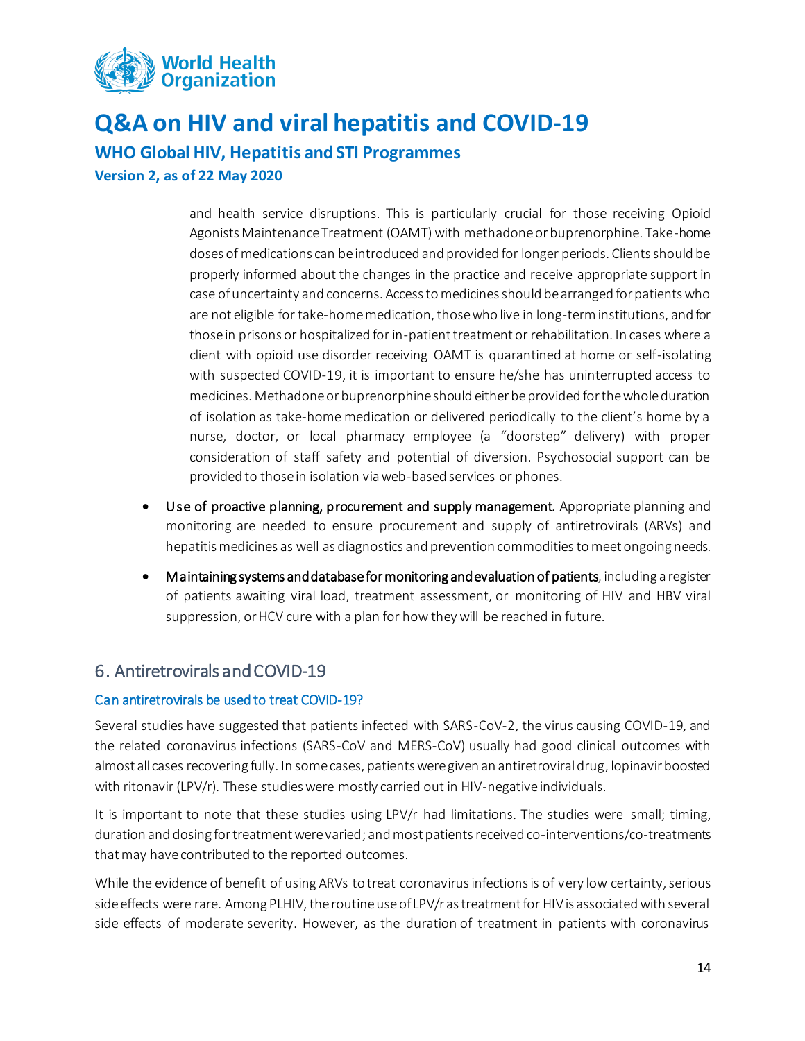and health service disruptions. This is particularly crucial for those receiving Opioid Agonists Maintenance Treatment (OAMT) with methadone or buprenorphine. Take-home doses of medications can be introduced and provided for longer periods. Clients should be properly informed about the changes in the practice and receive appropriate support in case of uncertainty and concerns. Access to medicines should be arranged for patients who are not eligible for take-home medication, those who live in long-term institutions, and for those in prisons or hospitalized for in-patient treatment or rehabilitation. In cases where a client with opioid use disorder receiving OAMT is quarantined at home or self-isolating with suspected COVID-19, it is important to ensure he/she has uninterrupted access to medicines. Methadone or buprenorphine should either be provided for the whole duration of isolation as take-home medication or delivered periodically to the client's home by a nurse, doctor, or local pharmacy employee (a "doorstep" delivery) with proper consideration of staff safety and potential of diversion. Psychosocial support can be provided to those in isolation via web-based services or phones.

- Use of proactive planning, procurement and supply management. Appropriate planning and monitoring are needed to ensure procurement and supply of antiretrovirals (ARVs) and hepatitis medicines as well as diagnostics and prevention commodities to meet ongoing needs.
- Maintaining systems and database for monitoring and evaluation of patients, including a register of patients awaiting viral load, treatment assessment, or monitoring of HIV and HBV viral suppression, or HCV cure with a plan for how they will be reached in future.

## 6. Antiretrovirals and COVID-19

### Can antiretrovirals be used to treat COVID-19?

Several studies have suggested that patients infected with SARS-CoV-2, the virus causing COVID-19, and the related coronavirus infections (SARS-CoV and MERS-CoV) usually had good clinical outcomes with almost all cases recovering fully. In some cases, patients were given an antiretroviral drug, lopinavir boosted with ritonavir (LPV/r). These studies were mostly carried out in HIV-negative individuals.

It is important to note that these studies using LPV/r had limitations. The studies were small; timing, duration and dosing for treatment were varied; and most patients received co-interventions/co-treatments that may have contributed to the reported outcomes.

While the evidence of benefit of using ARVs to treat coronavirus infections is of very low certainty, serious side effects were rare. Among PLHIV, the routine use of LPV/r as treatment for HIV is associated with several side effects of moderate severity. However, as the duration of treatment in patients with coronavirus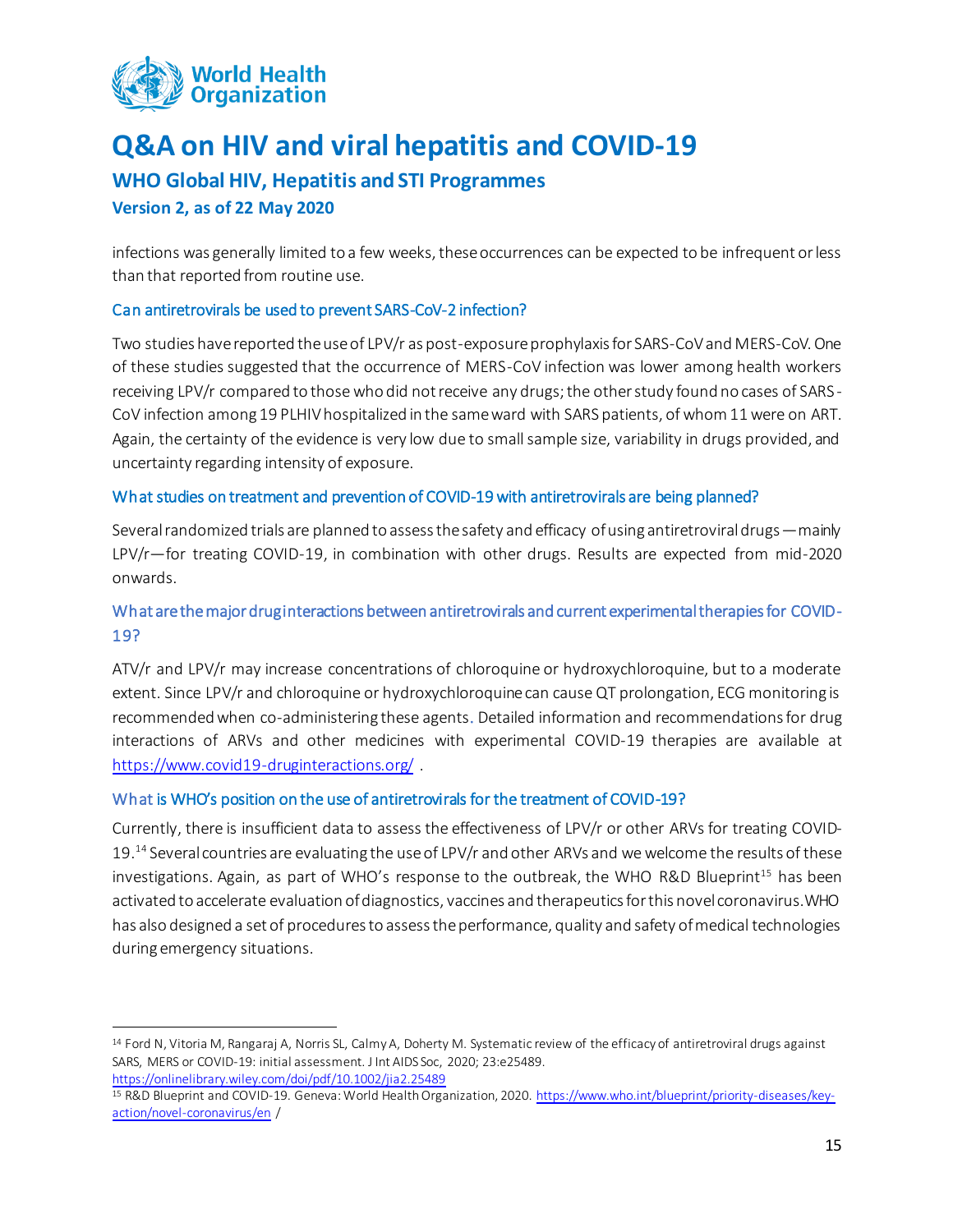infections was generally limited to a few weeks, these occurrences can be expected to be infrequent or less than that reported from routine use.

### Can antiretrovirals be used to prevent SARS-CoV-2 infection?

Two studies have reported the use of LPV/r as post-exposure prophylaxis for SARS-CoV and MERS-CoV. One of these studies suggested that the occurrence of MERS-CoV infection was lower among health workers receiving LPV/r compared to those who did not receive any drugs; the other study found no cases of SARS-CoV infection among 19 PLHIV hospitalized in the same ward with SARS patients, of whom 11 were on ART. Again, the certainty of the evidence is very low due to small sample size, variability in drugs provided, and uncertainty regarding intensity of exposure.

### What studies on treatment and prevention of COVID-19 with antiretrovirals are being planned?

Several randomized trials are planned to assess the safety and efficacy of using antiretroviral drugs—mainly LPV/r—for treating COVID-19, in combination with other drugs. Results are expected from mid-2020 onwards.

### What are the major drug interactions between antiretrovirals and current experimental therapies for COVID-19?

ATV/r and LPV/r may increase concentrations of chloroquine or hydroxychloroquine, but to a moderate extent. Since LPV/r and chloroquine or hydroxychloroquine can cause QT prolongation, ECG monitoring is recommended when co-administering these agents. Detailed information and recommendations for drug interactions of ARVs and other medicines with experimental COVID-19 therapies are available at https://www.covid19-druginteractions.org/ .

### What is WHO's position on the use of antiretrovirals for the treatment of COVID-19?

Currently, there is insufficient data to assess the effectiveness of LPV/r or other ARVs for treating COVID-19.[14] Several countries are evaluating the use of LPV/r and other ARVs and we welcome the results of these investigations. Again, as part of WHO's response to the outbreak, the WHO R&D Blueprint[15] has been activated to accelerate evaluation of diagnostics, vaccines and therapeutics for this novel coronavirus. WHO has also designed a set of procedures to assess the performance, quality and safety of medical technologies during emergency situations.

---

[14] Ford N, Vitoria M, Rangaraj A, Norris SL, Calmy A, Doherty M. Systematic review of the efficacy of antiretroviral drugs against SARS, MERS or COVID-19: initial assessment. J Int AIDS Soc, 2020; 23:e25489. https://onlinelibrary.wiley.com/doi/pdf/10.1002/jia2.25489

[15] R&D Blueprint and COVID-19. Geneva: World Health Organization, 2020. https://www.who.int/blueprint/priority-diseases/key-action/novel-coronavirus/en /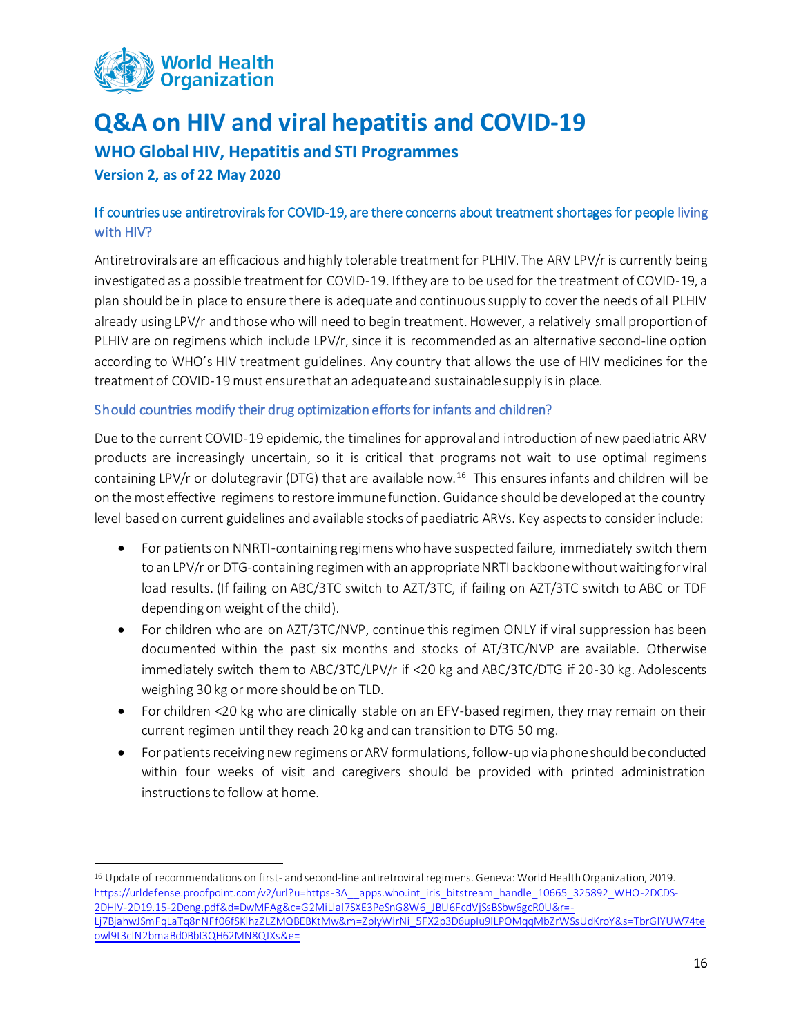# Q&A on HIV and viral hepatitis and COVID-19

### WHO Global HIV, Hepatitis and STI Programmes

**Version 2, as of 22 May 2020**

### If countries use antiretrovirals for COVID-19, are there concerns about treatment shortages for people living with HIV?

Antiretrovirals are an efficacious and highly tolerable treatment for PLHIV. The ARV LPV/r is currently being investigated as a possible treatment for COVID-19. If they are to be used for the treatment of COVID-19, a plan should be in place to ensure there is adequate and continuous supply to cover the needs of all PLHIV already using LPV/r and those who will need to begin treatment. However, a relatively small proportion of PLHIV are on regimens which include LPV/r, since it is recommended as an alternative second-line option according to WHO's HIV treatment guidelines. Any country that allows the use of HIV medicines for the treatment of COVID-19 must ensure that an adequate and sustainable supply is in place.

### Should countries modify their drug optimization efforts for infants and children?

Due to the current COVID-19 epidemic, the timelines for approval and introduction of new paediatric ARV products are increasingly uncertain, so it is critical that programs not wait to use optimal regimens containing LPV/r or dolutegravir (DTG) that are available now.[16] This ensures infants and children will be on the most effective regimens to restore immune function. Guidance should be developed at the country level based on current guidelines and available stocks of paediatric ARVs. Key aspects to consider include:

- For patients on NNRTI-containing regimens who have suspected failure, immediately switch them to an LPV/r or DTG-containing regimen with an appropriate NRTI backbone without waiting for viral load results. (If failing on ABC/3TC switch to AZT/3TC, if failing on AZT/3TC switch to ABC or TDF depending on weight of the child).
- For children who are on AZT/3TC/NVP, continue this regimen ONLY if viral suppression has been documented within the past six months and stocks of AT/3TC/NVP are available. Otherwise immediately switch them to ABC/3TC/LPV/r if <20 kg and ABC/3TC/DTG if 20-30 kg. Adolescents weighing 30 kg or more should be on TLD.
- For children <20 kg who are clinically stable on an EFV-based regimen, they may remain on their current regimen until they reach 20 kg and can transition to DTG 50 mg.
- For patients receiving new regimens or ARV formulations, follow-up via phone should be conducted within four weeks of visit and caregivers should be provided with printed administration instructions to follow at home.

---

[16] Update of recommendations on first- and second-line antiretroviral regimens. Geneva: World Health Organization, 2019. https://urldefense.proofpoint.com/v2/url?u=https-3A__apps.who.int_iris_bitstream_handle_10665_325892_WHO-2DCDS-2DHIV-2D19.15-2Deng.pdf&d=DwMFAg&c=G2MiLlal7SXE3PeSnG8W6_JBU6FcdVjSsBSbw6gcR0U&r=-Lj7BjahwJSmFqLaTq8nNFf06fSKihzZLZMQBEBKtMw&m=ZplyWirNi_5FX2p3D6upIu9lLPOMqqMbZrWSsUdKroY&s=TbrGlYUW74teowl9t3clN2bmaBd0BbI3QH62MN8QJXs&e=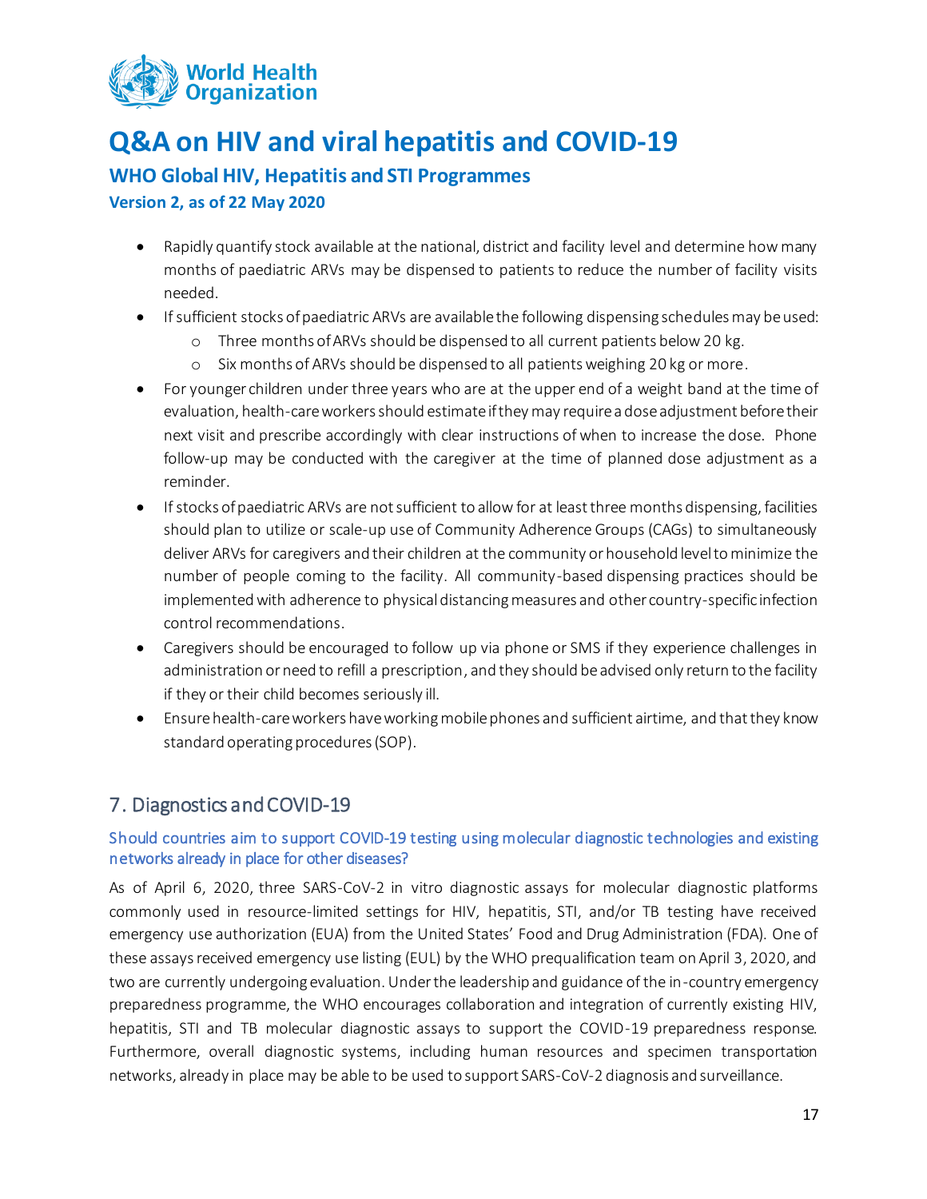- Rapidly quantify stock available at the national, district and facility level and determine how many months of paediatric ARVs may be dispensed to patients to reduce the number of facility visits needed.
- If sufficient stocks of paediatric ARVs are available the following dispensing schedules may be used:
  - Three months of ARVs should be dispensed to all current patients below 20 kg.
  - Six months of ARVs should be dispensed to all patients weighing 20 kg or more.
- For younger children under three years who are at the upper end of a weight band at the time of evaluation, health-care workers should estimate if they may require a dose adjustment before their next visit and prescribe accordingly with clear instructions of when to increase the dose. Phone follow-up may be conducted with the caregiver at the time of planned dose adjustment as a reminder.
- If stocks of paediatric ARVs are not sufficient to allow for at least three months dispensing, facilities should plan to utilize or scale-up use of Community Adherence Groups (CAGs) to simultaneously deliver ARVs for caregivers and their children at the community or household level to minimize the number of people coming to the facility. All community-based dispensing practices should be implemented with adherence to physical distancing measures and other country-specific infection control recommendations.
- Caregivers should be encouraged to follow up via phone or SMS if they experience challenges in administration or need to refill a prescription, and they should be advised only return to the facility if they or their child becomes seriously ill.
- Ensure health-care workers have working mobile phones and sufficient airtime, and that they know standard operating procedures (SOP).

## 7. Diagnostics and COVID-19

### Should countries aim to support COVID-19 testing using molecular diagnostic technologies and existing networks already in place for other diseases?

As of April 6, 2020, three SARS-CoV-2 in vitro diagnostic assays for molecular diagnostic platforms commonly used in resource-limited settings for HIV, hepatitis, STI, and/or TB testing have received emergency use authorization (EUA) from the United States' Food and Drug Administration (FDA). One of these assays received emergency use listing (EUL) by the WHO prequalification team on April 3, 2020, and two are currently undergoing evaluation. Under the leadership and guidance of the in-country emergency preparedness programme, the WHO encourages collaboration and integration of currently existing HIV, hepatitis, STI and TB molecular diagnostic assays to support the COVID-19 preparedness response. Furthermore, overall diagnostic systems, including human resources and specimen transportation networks, already in place may be able to be used to support SARS-CoV-2 diagnosis and surveillance.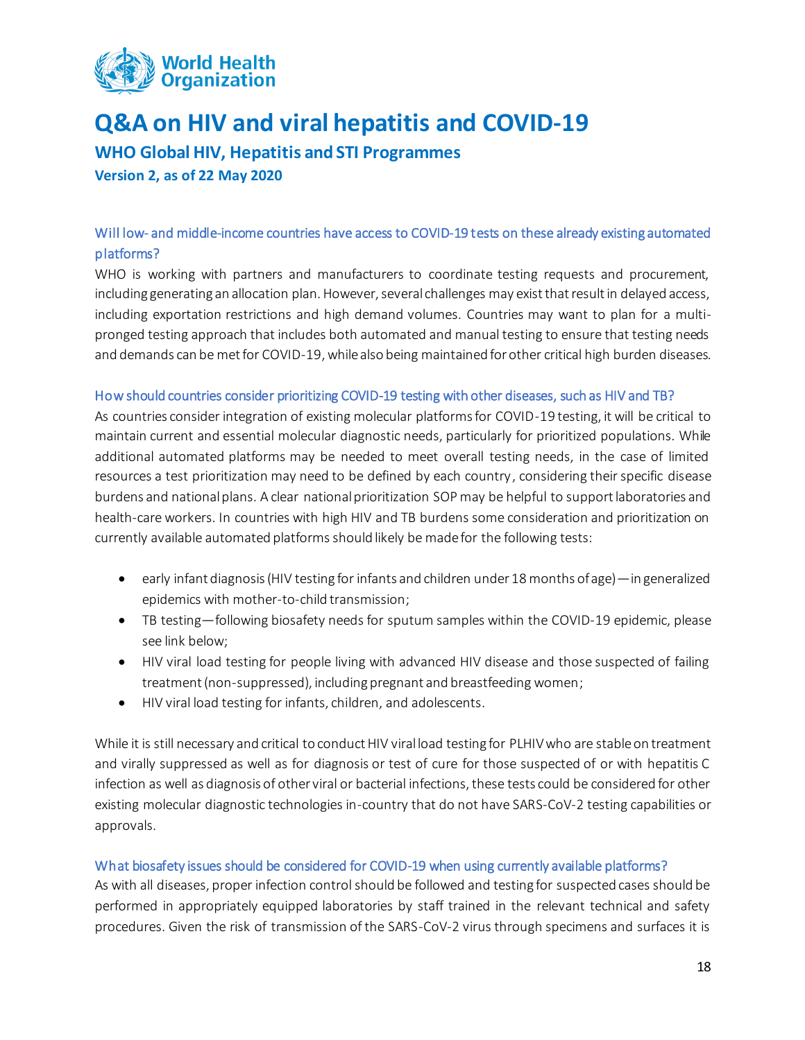# Q&A on HIV and viral hepatitis and COVID-19

## WHO Global HIV, Hepatitis and STI Programmes

**Version 2, as of 22 May 2020**

### Will low- and middle-income countries have access to COVID-19 tests on these already existing automated platforms?

WHO is working with partners and manufacturers to coordinate testing requests and procurement, including generating an allocation plan. However, several challenges may exist that result in delayed access, including exportation restrictions and high demand volumes. Countries may want to plan for a multi-pronged testing approach that includes both automated and manual testing to ensure that testing needs and demands can be met for COVID-19, while also being maintained for other critical high burden diseases.

### How should countries consider prioritizing COVID-19 testing with other diseases, such as HIV and TB?

As countries consider integration of existing molecular platforms for COVID-19 testing, it will be critical to maintain current and essential molecular diagnostic needs, particularly for prioritized populations. While additional automated platforms may be needed to meet overall testing needs, in the case of limited resources a test prioritization may need to be defined by each country, considering their specific disease burdens and national plans. A clear national prioritization SOP may be helpful to support laboratories and health-care workers. In countries with high HIV and TB burdens some consideration and prioritization on currently available automated platforms should likely be made for the following tests:

- early infant diagnosis (HIV testing for infants and children under 18 months of age)—in generalized epidemics with mother-to-child transmission;
- TB testing—following biosafety needs for sputum samples within the COVID-19 epidemic, please see link below;
- HIV viral load testing for people living with advanced HIV disease and those suspected of failing treatment (non-suppressed), including pregnant and breastfeeding women;
- HIV viral load testing for infants, children, and adolescents.

While it is still necessary and critical to conduct HIV viral load testing for PLHIV who are stable on treatment and virally suppressed as well as for diagnosis or test of cure for those suspected of or with hepatitis C infection as well as diagnosis of other viral or bacterial infections, these tests could be considered for other existing molecular diagnostic technologies in-country that do not have SARS-CoV-2 testing capabilities or approvals.

### What biosafety issues should be considered for COVID-19 when using currently available platforms?

As with all diseases, proper infection control should be followed and testing for suspected cases should be performed in appropriately equipped laboratories by staff trained in the relevant technical and safety procedures. Given the risk of transmission of the SARS-CoV-2 virus through specimens and surfaces it is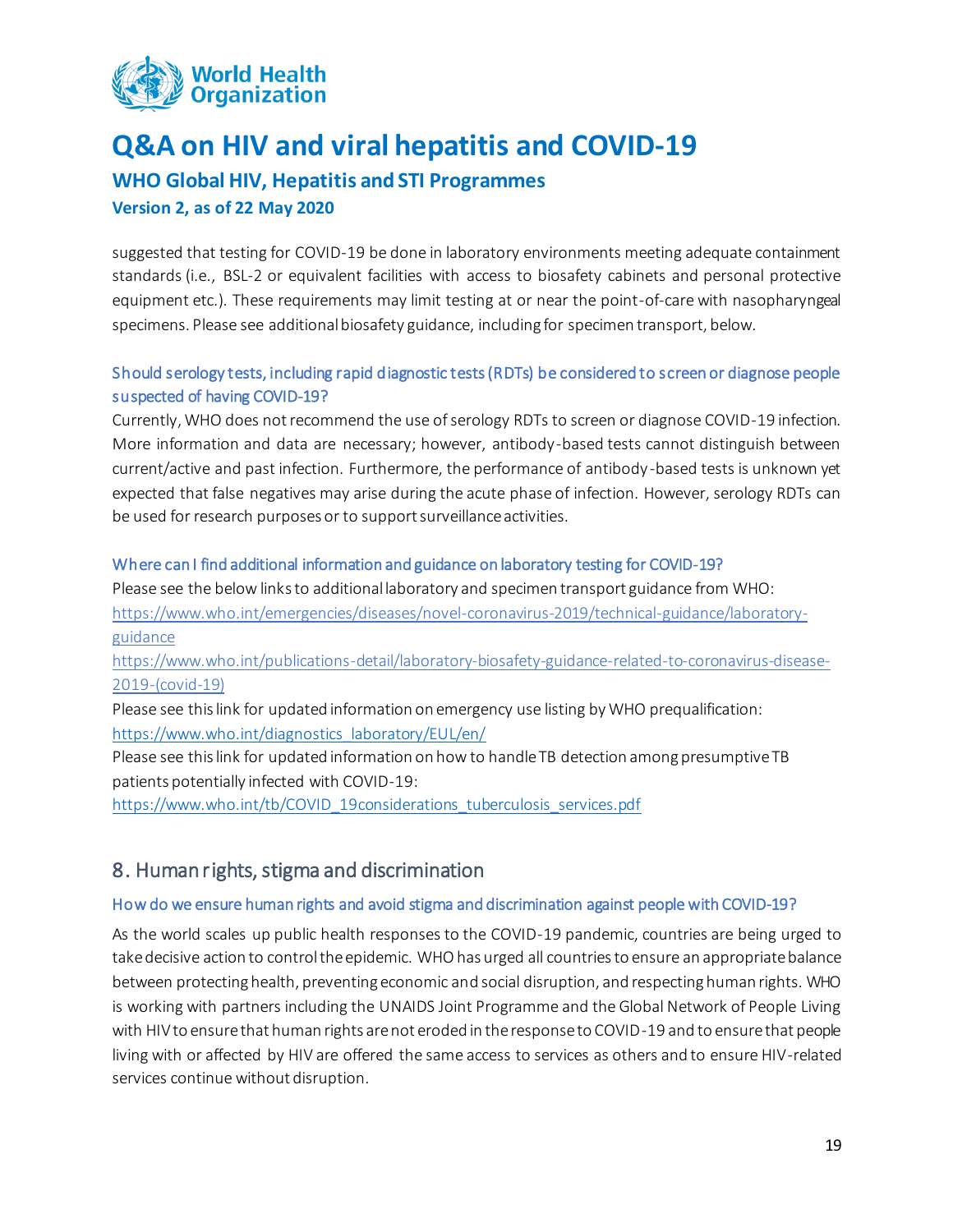suggested that testing for COVID-19 be done in laboratory environments meeting adequate containment standards (i.e., BSL-2 or equivalent facilities with access to biosafety cabinets and personal protective equipment etc.). These requirements may limit testing at or near the point-of-care with nasopharyngeal specimens. Please see additional biosafety guidance, including for specimen transport, below.

### Should serology tests, including rapid diagnostic tests (RDTs) be considered to screen or diagnose people suspected of having COVID-19?

Currently, WHO does not recommend the use of serology RDTs to screen or diagnose COVID-19 infection. More information and data are necessary; however, antibody-based tests cannot distinguish between current/active and past infection. Furthermore, the performance of antibody-based tests is unknown yet expected that false negatives may arise during the acute phase of infection. However, serology RDTs can be used for research purposes or to support surveillance activities.

### Where can I find additional information and guidance on laboratory testing for COVID-19?

Please see the below links to additional laboratory and specimen transport guidance from WHO:
https://www.who.int/emergencies/diseases/novel-coronavirus-2019/technical-guidance/laboratory-guidance
https://www.who.int/publications-detail/laboratory-biosafety-guidance-related-to-coronavirus-disease-2019-(covid-19)
Please see this link for updated information on emergency use listing by WHO prequalification:
https://www.who.int/diagnostics_laboratory/EUL/en/
Please see this link for updated information on how to handle TB detection among presumptive TB patients potentially infected with COVID-19:
https://www.who.int/tb/COVID_19considerations_tuberculosis_services.pdf

## 8. Human rights, stigma and discrimination

### How do we ensure human rights and avoid stigma and discrimination against people with COVID-19?

As the world scales up public health responses to the COVID-19 pandemic, countries are being urged to take decisive action to control the epidemic. WHO has urged all countries to ensure an appropriate balance between protecting health, preventing economic and social disruption, and respecting human rights. WHO is working with partners including the UNAIDS Joint Programme and the Global Network of People Living with HIV to ensure that human rights are not eroded in the response to COVID-19 and to ensure that people living with or affected by HIV are offered the same access to services as others and to ensure HIV-related services continue without disruption.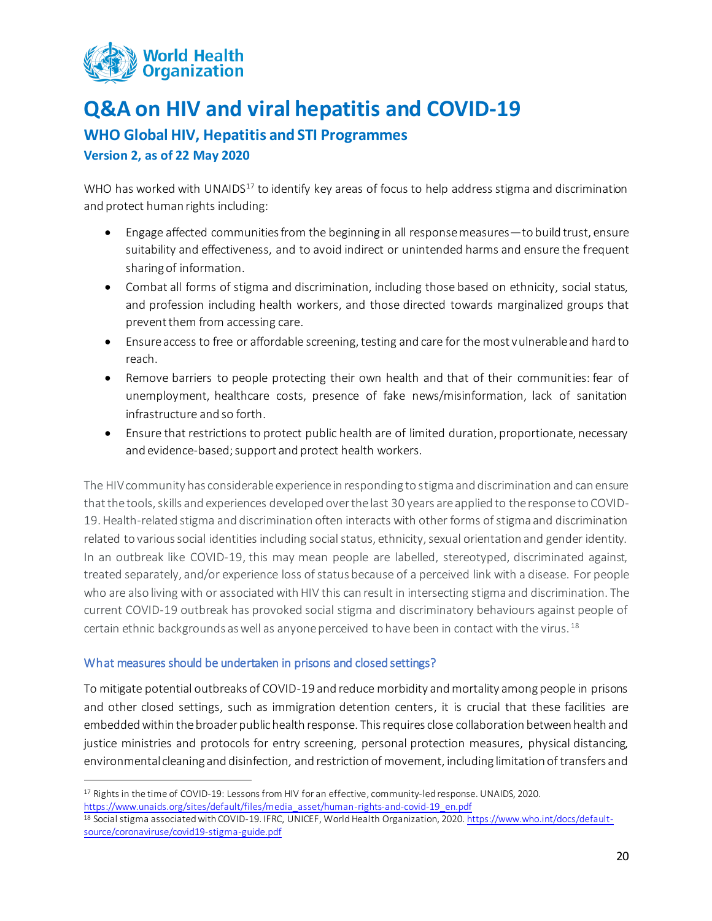WHO has worked with UNAIDS[17] to identify key areas of focus to help address stigma and discrimination and protect human rights including:

- Engage affected communities from the beginning in all response measures—to build trust, ensure suitability and effectiveness, and to avoid indirect or unintended harms and ensure the frequent sharing of information.
- Combat all forms of stigma and discrimination, including those based on ethnicity, social status, and profession including health workers, and those directed towards marginalized groups that prevent them from accessing care.
- Ensure access to free or affordable screening, testing and care for the most vulnerable and hard to reach.
- Remove barriers to people protecting their own health and that of their communities: fear of unemployment, healthcare costs, presence of fake news/misinformation, lack of sanitation infrastructure and so forth.
- Ensure that restrictions to protect public health are of limited duration, proportionate, necessary and evidence-based; support and protect health workers.

The HIV community has considerable experience in responding to stigma and discrimination and can ensure that the tools, skills and experiences developed over the last 30 years are applied to the response to COVID-19. Health-related stigma and discrimination often interacts with other forms of stigma and discrimination related to various social identities including social status, ethnicity, sexual orientation and gender identity. In an outbreak like COVID-19, this may mean people are labelled, stereotyped, discriminated against, treated separately, and/or experience loss of status because of a perceived link with a disease. For people who are also living with or associated with HIV this can result in intersecting stigma and discrimination. The current COVID-19 outbreak has provoked social stigma and discriminatory behaviours against people of certain ethnic backgrounds as well as anyone perceived to have been in contact with the virus.[18]

### What measures should be undertaken in prisons and closed settings?

To mitigate potential outbreaks of COVID-19 and reduce morbidity and mortality among people in prisons and other closed settings, such as immigration detention centers, it is crucial that these facilities are embedded within the broader public health response. This requires close collaboration between health and justice ministries and protocols for entry screening, personal protection measures, physical distancing, environmental cleaning and disinfection, and restriction of movement, including limitation of transfers and

---

[17] Rights in the time of COVID-19: Lessons from HIV for an effective, community-led response. UNAIDS, 2020. https://www.unaids.org/sites/default/files/media_asset/human-rights-and-covid-19_en.pdf

[18] Social stigma associated with COVID-19. IFRC, UNICEF, World Health Organization, 2020. https://www.who.int/docs/default-source/coronaviruse/covid19-stigma-guide.pdf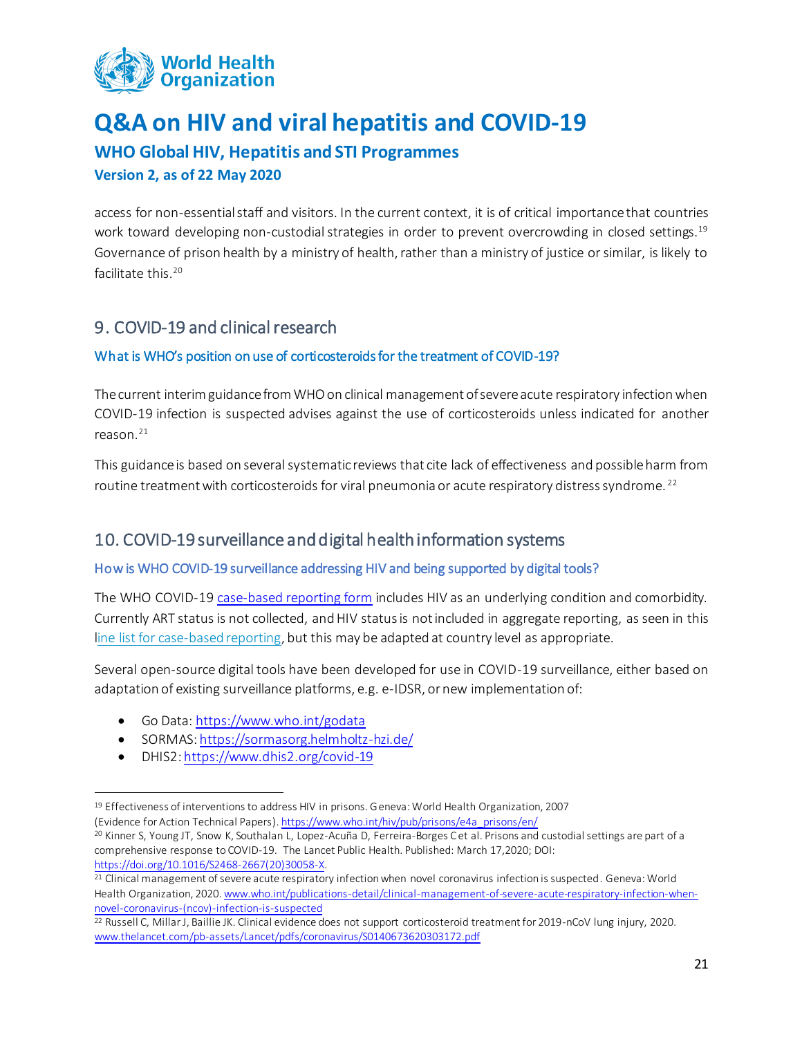access for non-essential staff and visitors. In the current context, it is of critical importance that countries work toward developing non-custodial strategies in order to prevent overcrowding in closed settings.[19] Governance of prison health by a ministry of health, rather than a ministry of justice or similar, is likely to facilitate this.[20]

## 9. COVID-19 and clinical research

### What is WHO's position on use of corticosteroids for the treatment of COVID-19?

The current interim guidance from WHO on clinical management of severe acute respiratory infection when COVID-19 infection is suspected advises against the use of corticosteroids unless indicated for another reason.[21]

This guidance is based on several systematic reviews that cite lack of effectiveness and possible harm from routine treatment with corticosteroids for viral pneumonia or acute respiratory distress syndrome.[22]

## 10. COVID-19 surveillance and digital health information systems

### How is WHO COVID-19 surveillance addressing HIV and being supported by digital tools?

The WHO COVID-19 case-based reporting form includes HIV as an underlying condition and comorbidity. Currently ART status is not collected, and HIV status is not included in aggregate reporting, as seen in this line list for case-based reporting, but this may be adapted at country level as appropriate.

Several open-source digital tools have been developed for use in COVID-19 surveillance, either based on adaptation of existing surveillance platforms, e.g. e-IDSR, or new implementation of:

- Go Data: https://www.who.int/godata
- SORMAS: https://sormasorg.helmholtz-hzi.de/
- DHIS2: https://www.dhis2.org/covid-19

---

[19] Effectiveness of interventions to address HIV in prisons. Geneva: World Health Organization, 2007 (Evidence for Action Technical Papers). https://www.who.int/hiv/pub/prisons/e4a_prisons/en/

[20] Kinner S, Young JT, Snow K, Southalan L, Lopez-Acuña D, Ferreira-Borges C et al. Prisons and custodial settings are part of a comprehensive response to COVID-19. The Lancet Public Health. Published: March 17,2020; DOI: https://doi.org/10.1016/S2468-2667(20)30058-X.

[21] Clinical management of severe acute respiratory infection when novel coronavirus infection is suspected. Geneva: World Health Organization, 2020. www.who.int/publications-detail/clinical-management-of-severe-acute-respiratory-infection-when-novel-coronavirus-(ncov)-infection-is-suspected

[22] Russell C, Millar J, Baillie JK. Clinical evidence does not support corticosteroid treatment for 2019-nCoV lung injury, 2020. www.thelancet.com/pb-assets/Lancet/pdfs/coronavirus/S0140673620303172.pdf